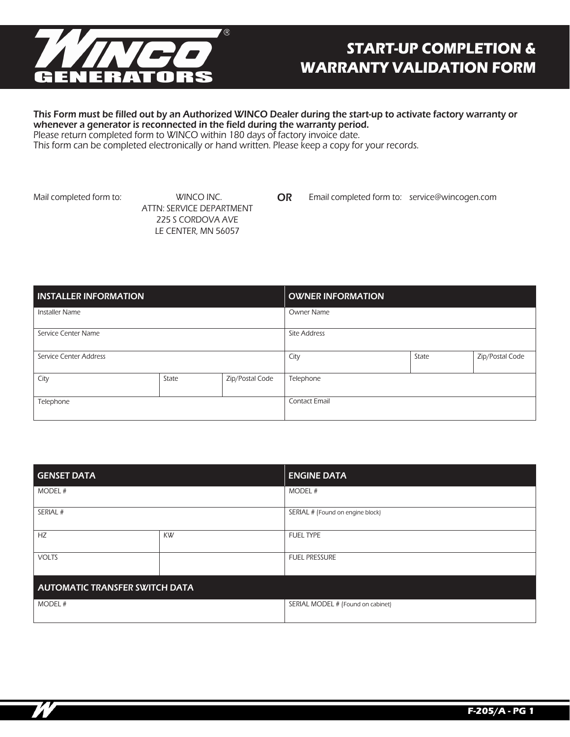# START-UP COMPLETION & WARRANTY VALIDATION FORM

**This Form must be filled out by an Authorized WINCO Dealer during the start-up to activate factory warranty or whenever a generator is reconnected in the field during the warranty period.**
Please return completed form to WINCO within 180 days of factory invoice date.
This form can be completed electronically or hand written. Please keep a copy for your records.

Mail completed form to:

WINCO INC.
ATTN: SERVICE DEPARTMENT
225 S CORDOVA AVE
LE CENTER, MN 56057

**OR**

Email completed form to: service@wincogen.com

| INSTALLER INFORMATION | | | OWNER INFORMATION | | |
|---|---|---|---|---|---|
| Installer Name | | | Owner Name | | |
| Service Center Name | | | Site Address | | |
| Service Center Address | | | City | State | Zip/Postal Code |
| City | State | Zip/Postal Code | Telephone | | |
| Telephone | | | Contact Email | | |

| GENSET DATA | | ENGINE DATA |
|---|---|---|
| MODEL # | | MODEL # |
| SERIAL # | | SERIAL # (Found on engine block) |
| HZ | KW | FUEL TYPE |
| VOLTS | | FUEL PRESSURE |
| **AUTOMATIC TRANSFER SWITCH DATA** | | |
| MODEL # | | SERIAL MODEL # (Found on cabinet) |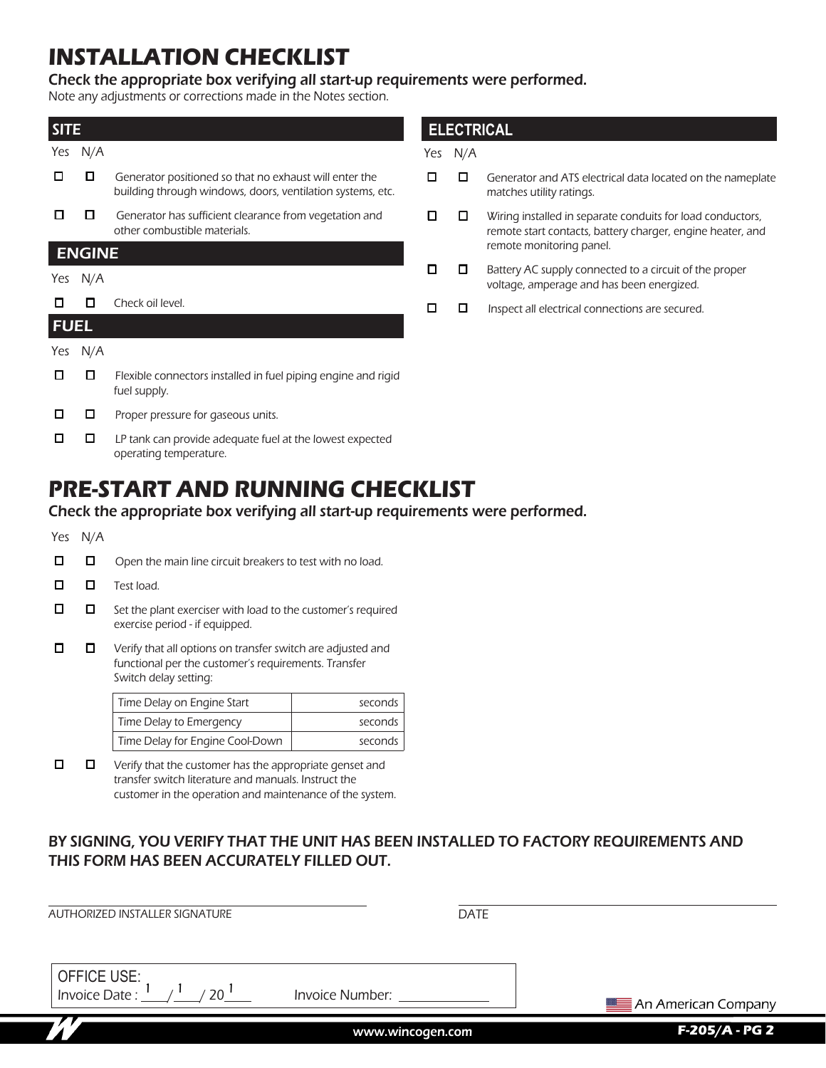# INSTALLATION CHECKLIST

**Check the appropriate box verifying all start-up requirements were performed.**

Note any adjustments or corrections made in the Notes section.

## SITE

| Yes | N/A | |
|---|---|---|
| ☐ | ☐ | Generator positioned so that no exhaust will enter the building through windows, doors, ventilation systems, etc. |
| ☐ | ☐ | Generator has sufficient clearance from vegetation and other combustible materials. |

## ENGINE

| Yes | N/A | |
|---|---|---|
| ☐ | ☐ | Check oil level. |

## FUEL

| Yes | N/A | |
|---|---|---|
| ☐ | ☐ | Flexible connectors installed in fuel piping engine and rigid fuel supply. |
| ☐ | ☐ | Proper pressure for gaseous units. |
| ☐ | ☐ | LP tank can provide adequate fuel at the lowest expected operating temperature. |

## ELECTRICAL

| Yes | N/A | |
|---|---|---|
| ☐ | ☐ | Generator and ATS electrical data located on the nameplate matches utility ratings. |
| ☐ | ☐ | Wiring installed in separate conduits for load conductors, remote start contacts, battery charger, engine heater, and remote monitoring panel. |
| ☐ | ☐ | Battery AC supply connected to a circuit of the proper voltage, amperage and has been energized. |
| ☐ | ☐ | Inspect all electrical connections are secured. |

# PRE-START AND RUNNING CHECKLIST

**Check the appropriate box verifying all start-up requirements were performed.**

| Yes | N/A | |
|---|---|---|
| ☐ | ☐ | Open the main line circuit breakers to test with no load. |
| ☐ | ☐ | Test load. |
| ☐ | ☐ | Set the plant exerciser with load to the customer's required exercise period - if equipped. |
| ☐ | ☐ | Verify that all options on transfer switch are adjusted and functional per the customer's requirements. Transfer Switch delay setting: |

| | |
|---|---|
| Time Delay on Engine Start | seconds |
| Time Delay to Emergency | seconds |
| Time Delay for Engine Cool-Down | seconds |

| Yes | N/A | |
|---|---|---|
| ☐ | ☐ | Verify that the customer has the appropriate genset and transfer switch literature and manuals. Instruct the customer in the operation and maintenance of the system. |

**BY SIGNING, YOU VERIFY THAT THE UNIT HAS BEEN INSTALLED TO FACTORY REQUIREMENTS AND THIS FORM HAS BEEN ACCURATELY FILLED OUT.**

AUTHORIZED INSTALLER SIGNATURE ______________________ DATE ______________________

OFFICE USE:
Invoice Date : 1 / 1 / 20 1    Invoice Number: ______________

An American Company

www.wincogen.com

F-205/A - PG 2